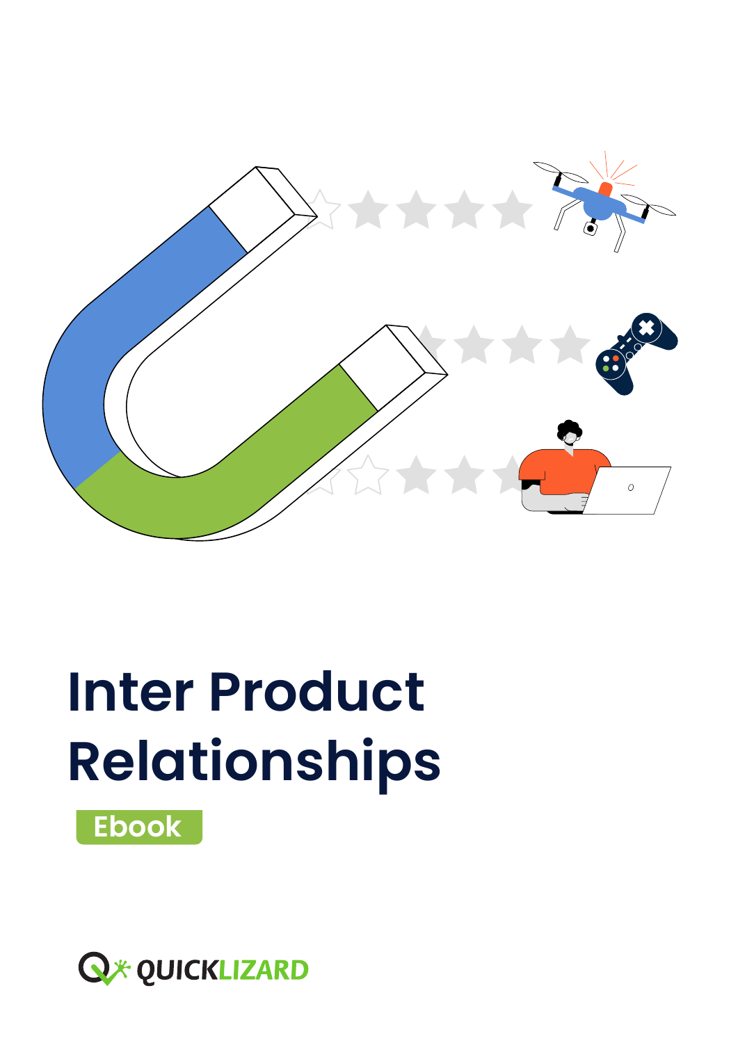# Inter Product Relationships

Ebook

QUICKLIZARD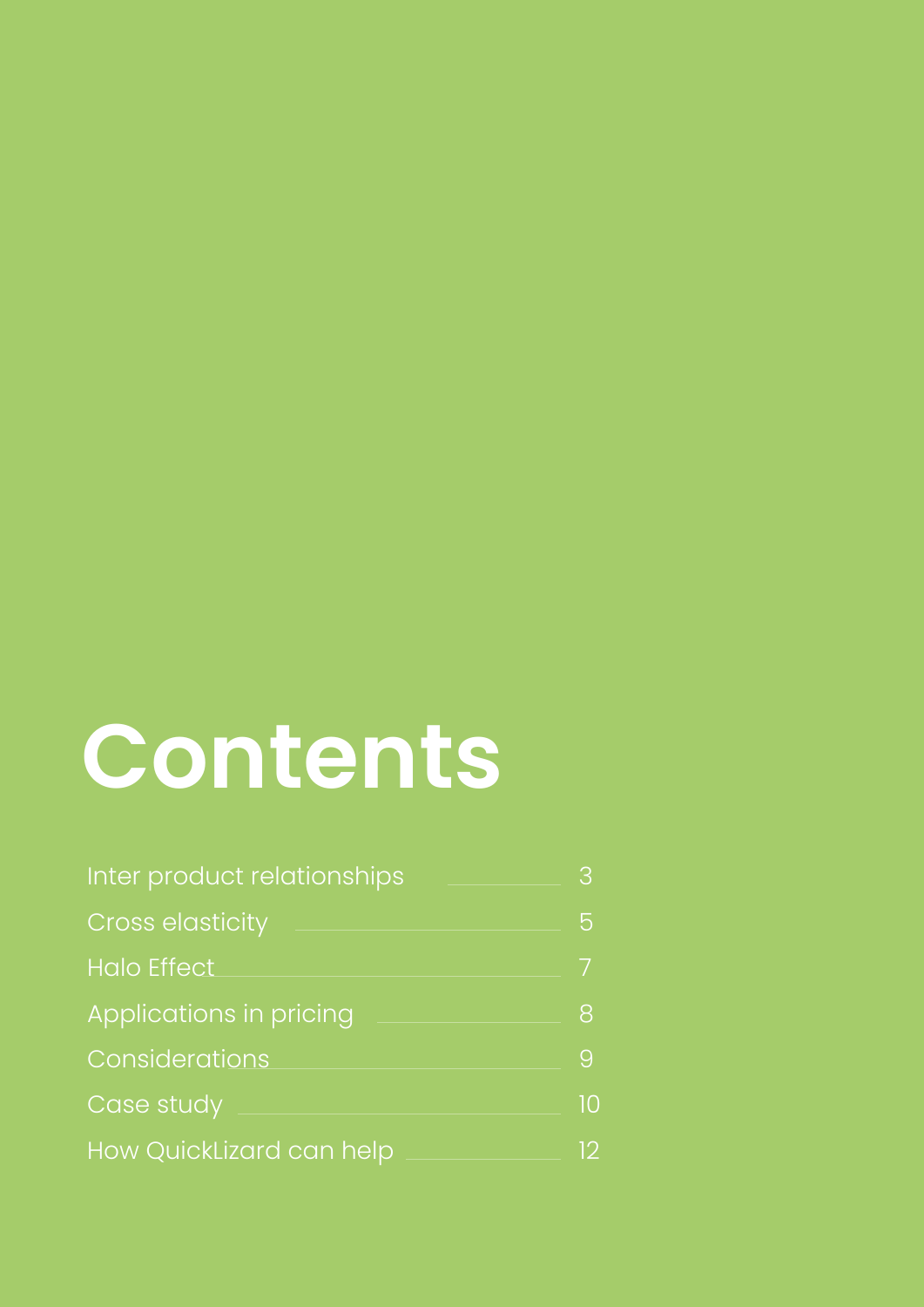# Contents

| | |
|---|---|
| Inter product relationships | 3 |
| Cross elasticity | 5 |
| Halo Effect | 7 |
| Applications in pricing | 8 |
| Considerations | 9 |
| Case study | 10 |
| How QuickLizard can help | 12 |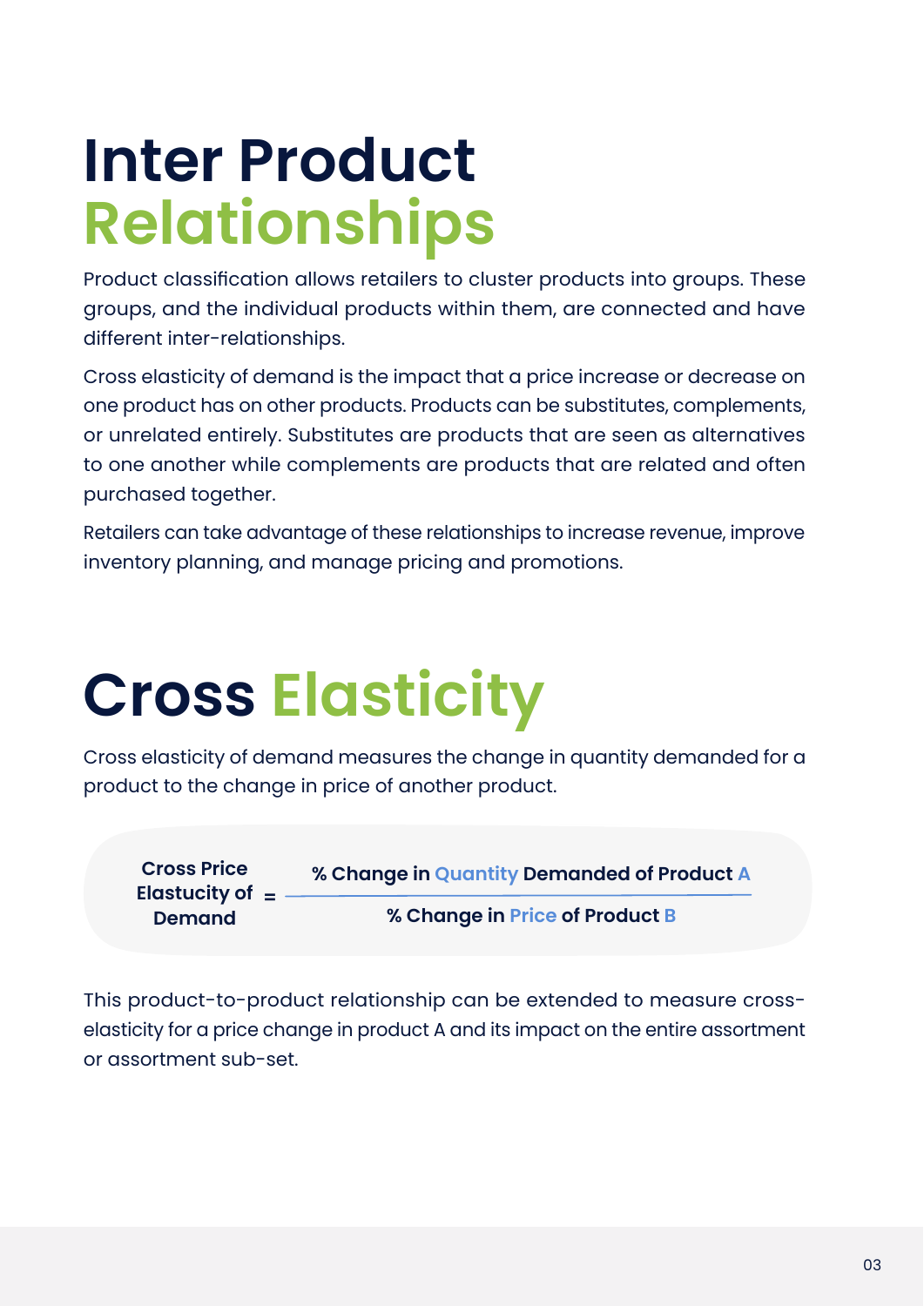# Inter Product Relationships

Product classification allows retailers to cluster products into groups. These groups, and the individual products within them, are connected and have different inter-relationships.

Cross elasticity of demand is the impact that a price increase or decrease on one product has on other products. Products can be substitutes, complements, or unrelated entirely. Substitutes are products that are seen as alternatives to one another while complements are products that are related and often purchased together.

Retailers can take advantage of these relationships to increase revenue, improve inventory planning, and manage pricing and promotions.

# Cross Elasticity

Cross elasticity of demand measures the change in quantity demanded for a product to the change in price of another product.

$$\text{Cross Price Elastucity of Demand} = \frac{\text{\% Change in Quantity Demanded of Product A}}{\text{\% Change in Price of Product B}}$$

This product-to-product relationship can be extended to measure cross-elasticity for a price change in product A and its impact on the entire assortment or assortment sub-set.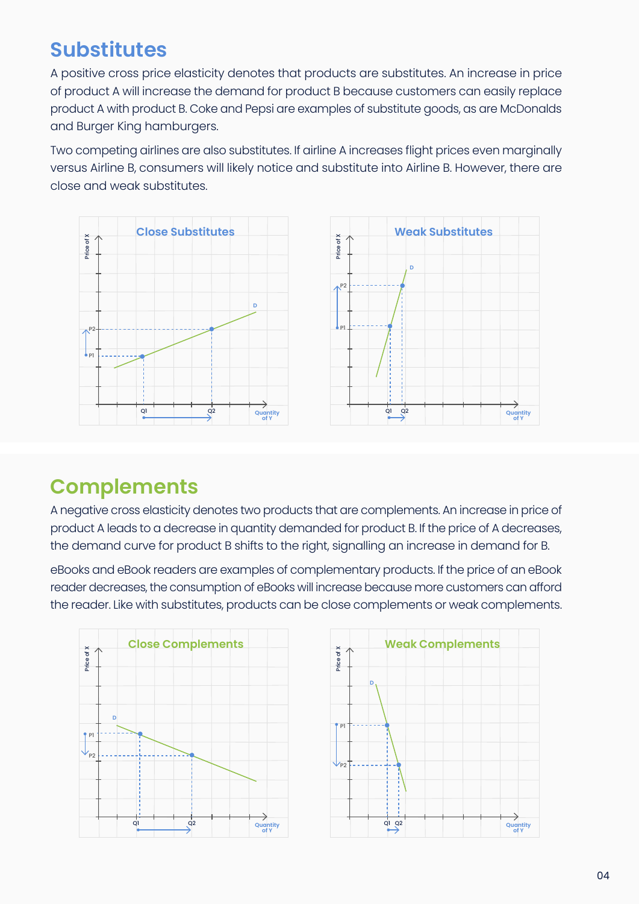## Substitutes

A positive cross price elasticity denotes that products are substitutes. An increase in price of product A will increase the demand for product B because customers can easily replace product A with product B. Coke and Pepsi are examples of substitute goods, as are McDonalds and Burger King hamburgers.

Two competing airlines are also substitutes. If airline A increases flight prices even marginally versus Airline B, consumers will likely notice and substitute into Airline B. However, there are close and weak substitutes.

Close Substitutes

Weak Substitutes

## Complements

A negative cross elasticity denotes two products that are complements. An increase in price of product A leads to a decrease in quantity demanded for product B. If the price of A decreases, the demand curve for product B shifts to the right, signalling an increase in demand for B.

eBooks and eBook readers are examples of complementary products. If the price of an eBook reader decreases, the consumption of eBooks will increase because more customers can afford the reader. Like with substitutes, products can be close complements or weak complements.

Close Complements

Weak Complements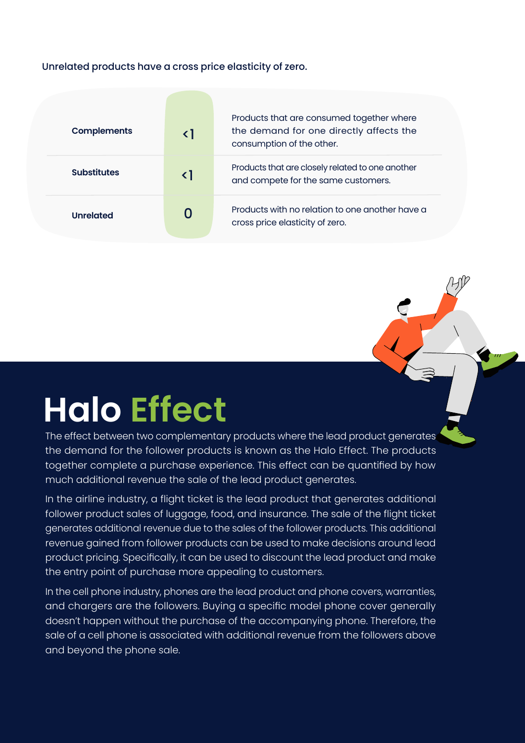Unrelated products have a cross price elasticity of zero.

| | | |
|---|---|---|
| **Complements** | <1 | Products that are consumed together where the demand for one directly affects the consumption of the other. |
| **Substitutes** | <1 | Products that are closely related to one another and compete for the same customers. |
| **Unrelated** | 0 | Products with no relation to one another have a cross price elasticity of zero. |

# Halo Effect

The effect between two complementary products where the lead product generates the demand for the follower products is known as the Halo Effect. The products together complete a purchase experience. This effect can be quantified by how much additional revenue the sale of the lead product generates.

In the airline industry, a flight ticket is the lead product that generates additional follower product sales of luggage, food, and insurance. The sale of the flight ticket generates additional revenue due to the sales of the follower products. This additional revenue gained from follower products can be used to make decisions around lead product pricing. Specifically, it can be used to discount the lead product and make the entry point of purchase more appealing to customers.

In the cell phone industry, phones are the lead product and phone covers, warranties, and chargers are the followers. Buying a specific model phone cover generally doesn't happen without the purchase of the accompanying phone. Therefore, the sale of a cell phone is associated with additional revenue from the followers above and beyond the phone sale.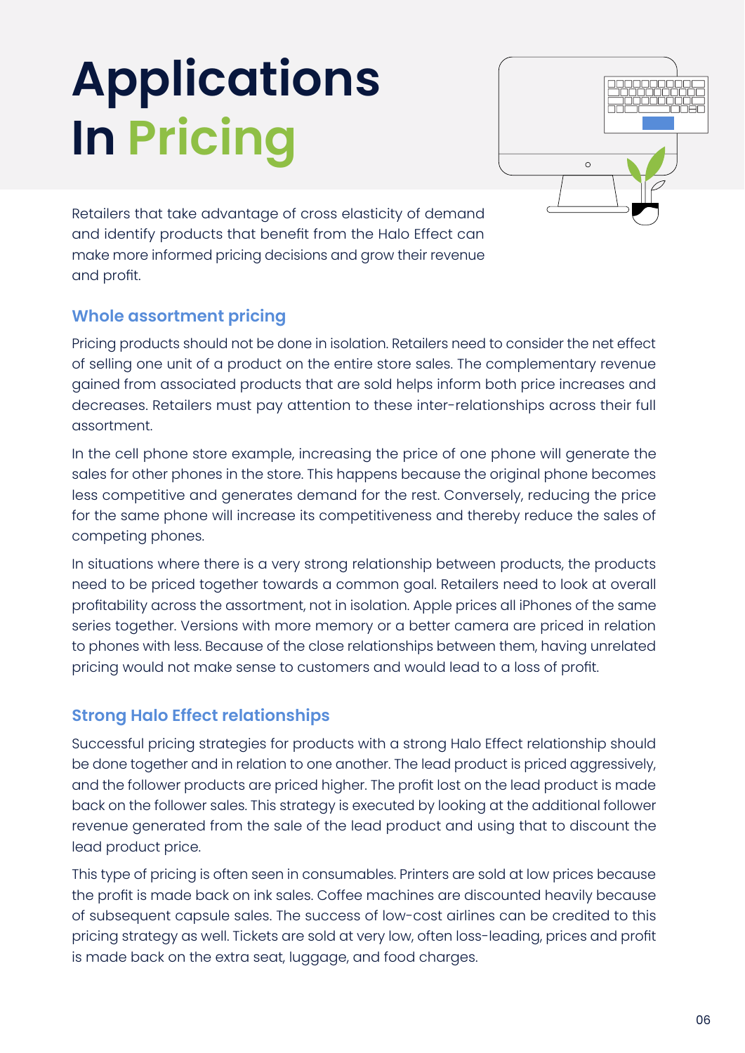# Applications In Pricing

Retailers that take advantage of cross elasticity of demand and identify products that benefit from the Halo Effect can make more informed pricing decisions and grow their revenue and profit.

## Whole assortment pricing

Pricing products should not be done in isolation. Retailers need to consider the net effect of selling one unit of a product on the entire store sales. The complementary revenue gained from associated products that are sold helps inform both price increases and decreases. Retailers must pay attention to these inter-relationships across their full assortment.

In the cell phone store example, increasing the price of one phone will generate the sales for other phones in the store. This happens because the original phone becomes less competitive and generates demand for the rest. Conversely, reducing the price for the same phone will increase its competitiveness and thereby reduce the sales of competing phones.

In situations where there is a very strong relationship between products, the products need to be priced together towards a common goal. Retailers need to look at overall profitability across the assortment, not in isolation. Apple prices all iPhones of the same series together. Versions with more memory or a better camera are priced in relation to phones with less. Because of the close relationships between them, having unrelated pricing would not make sense to customers and would lead to a loss of profit.

## Strong Halo Effect relationships

Successful pricing strategies for products with a strong Halo Effect relationship should be done together and in relation to one another. The lead product is priced aggressively, and the follower products are priced higher. The profit lost on the lead product is made back on the follower sales. This strategy is executed by looking at the additional follower revenue generated from the sale of the lead product and using that to discount the lead product price.

This type of pricing is often seen in consumables. Printers are sold at low prices because the profit is made back on ink sales. Coffee machines are discounted heavily because of subsequent capsule sales. The success of low-cost airlines can be credited to this pricing strategy as well. Tickets are sold at very low, often loss-leading, prices and profit is made back on the extra seat, luggage, and food charges.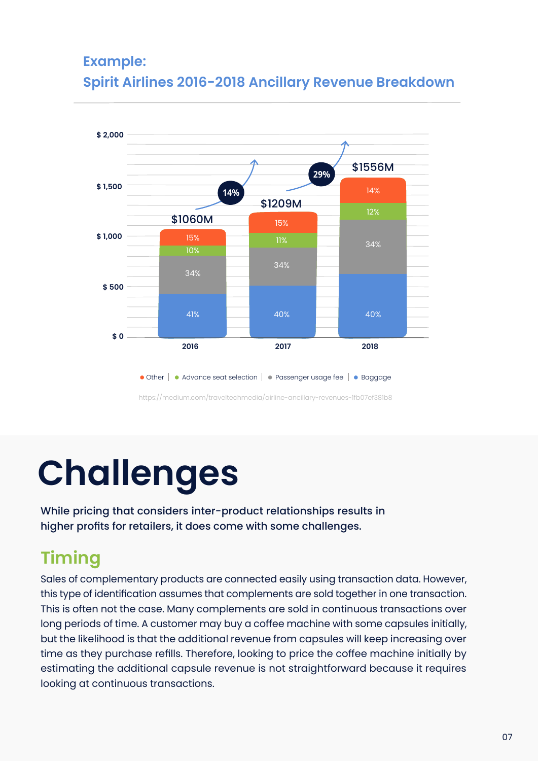### Example:
### Spirit Airlines 2016-2018 Ancillary Revenue Breakdown

| Year | Total | Baggage | Passenger usage fee | Advance seat selection | Other | Growth |
|---|---|---|---|---|---|---|
| 2016 | $1060M | 41% | 34% | 10% | 15% | |
| 2017 | $1209M | 40% | 34% | 11% | 15% | 14% |
| 2018 | $1556M | 40% | 34% | 12% | 14% | 29% |

https://medium.com/traveltechmedia/airline-ancillary-revenues-1fb07ef381b8

# Challenges

While pricing that considers inter-product relationships results in higher profits for retailers, it does come with some challenges.

## Timing

Sales of complementary products are connected easily using transaction data. However, this type of identification assumes that complements are sold together in one transaction. This is often not the case. Many complements are sold in continuous transactions over long periods of time. A customer may buy a coffee machine with some capsules initially, but the likelihood is that the additional revenue from capsules will keep increasing over time as they purchase refills. Therefore, looking to price the coffee machine initially by estimating the additional capsule revenue is not straightforward because it requires looking at continuous transactions.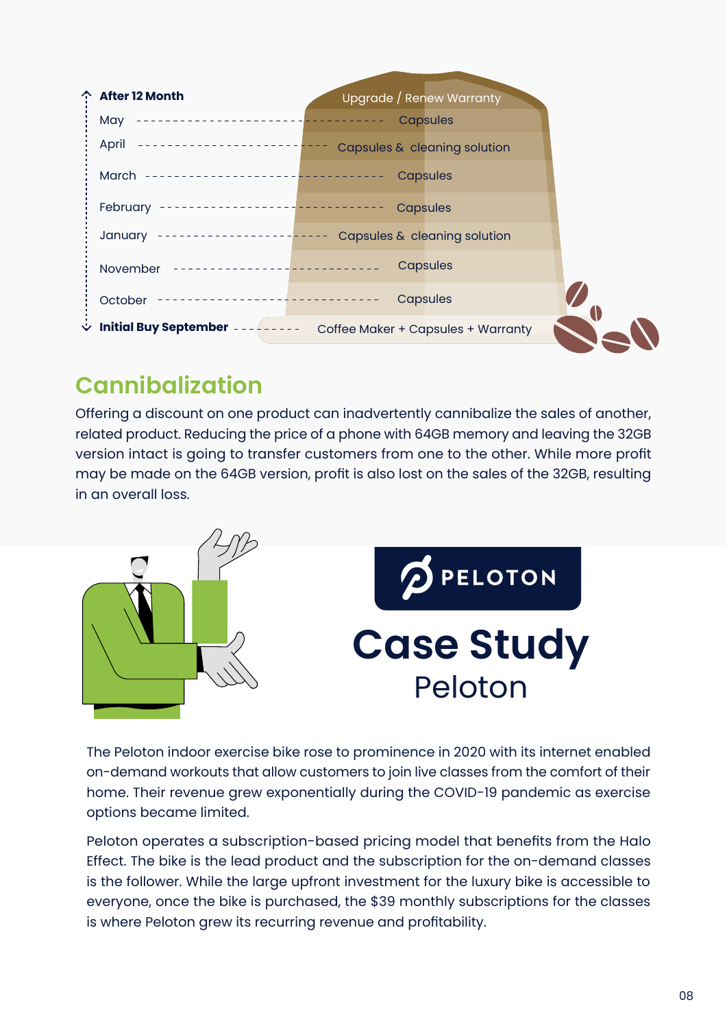| Month | Purchase |
|---|---|
| After 12 Month | Upgrade / Renew Warranty |
| May | Capsules |
| April | Capsules & cleaning solution |
| March | Capsules |
| February | Capsules |
| January | Capsules & cleaning solution |
| November | Capsules |
| October | Capsules |
| Initial Buy September | Coffee Maker + Capsules + Warranty |

## Cannibalization

Offering a discount on one product can inadvertently cannibalize the sales of another, related product. Reducing the price of a phone with 64GB memory and leaving the 32GB version intact is going to transfer customers from one to the other. While more profit may be made on the 64GB version, profit is also lost on the sales of the 32GB, resulting in an overall loss.

PELOTON

# Case Study

## Peloton

The Peloton indoor exercise bike rose to prominence in 2020 with its internet enabled on-demand workouts that allow customers to join live classes from the comfort of their home. Their revenue grew exponentially during the COVID-19 pandemic as exercise options became limited.

Peloton operates a subscription-based pricing model that benefits from the Halo Effect. The bike is the lead product and the subscription for the on-demand classes is the follower. While the large upfront investment for the luxury bike is accessible to everyone, once the bike is purchased, the $39 monthly subscriptions for the classes is where Peloton grew its recurring revenue and profitability.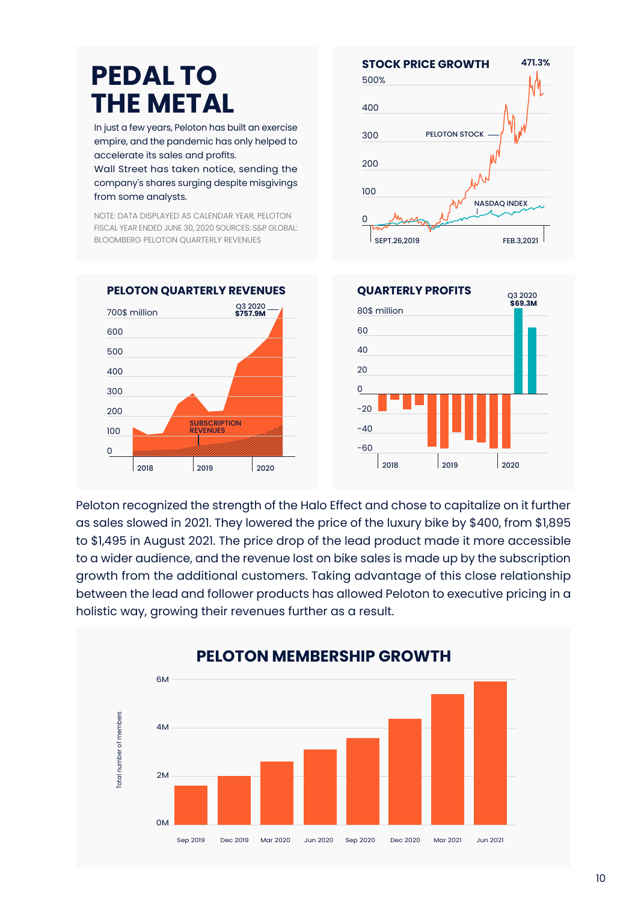# PEDAL TO THE METAL

In just a few years, Peloton has built an exercise empire, and the pandemic has only helped to accelerate its sales and profits.
Wall Street has taken notice, sending the company's shares surging despite misgivings from some analysts.

NOTE: DATA DISPLAYED AS CALENDAR YEAR, PELOTON FISCAL YEAR ENDED JUNE 30, 2020 SOURCES: S&P GLOBAL: BLOOMBERG PELOTON QUARTERLY REVENUES

**STOCK PRICE GROWTH**

471.3%

500%
400
300
200
100
0

PELOTON STOCK
NASDAQ INDEX

SEPT.26,2019 — FEB.3,2021

**PELOTON QUARTERLY REVENUES**

700$ million
600
500
400
300
200
100
0

Q3 2020 **$757.9M**

SUBSCRIPTION REVENUES

2018 — 2019 — 2020

**QUARTERLY PROFITS**

80$ million
60
40
20
0
-20
-40
-60

Q3 2020 **$69.3M**

2018 — 2019 — 2020

Peloton recognized the strength of the Halo Effect and chose to capitalize on it further as sales slowed in 2021. They lowered the price of the luxury bike by $400, from $1,895 to $1,495 in August 2021. The price drop of the lead product made it more accessible to a wider audience, and the revenue lost on bike sales is made up by the subscription growth from the additional customers. Taking advantage of this close relationship between the lead and follower products has allowed Peloton to executive pricing in a holistic way, growing their revenues further as a result.

**PELOTON MEMBERSHIP GROWTH**

Total number of members

6M
4M
2M
0M

Sep 2019 — Dec 2019 — Mar 2020 — Jun 2020 — Sep 2020 — Dec 2020 — Mar 2021 — Jun 2021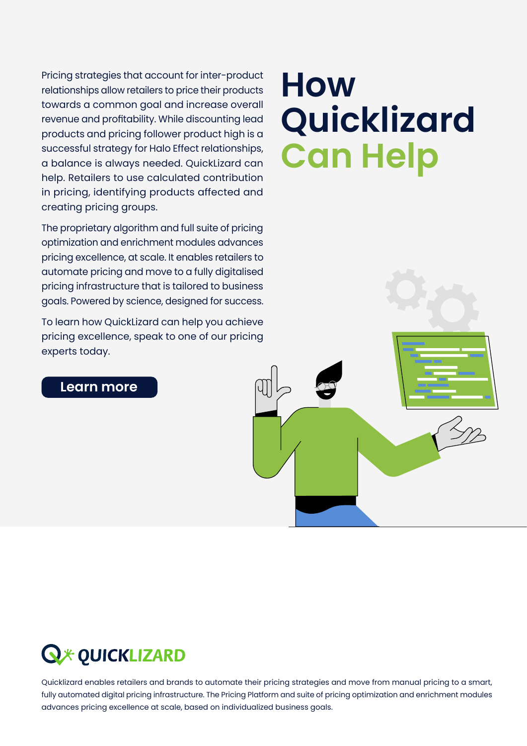# How Quicklizard Can Help

Pricing strategies that account for inter-product relationships allow retailers to price their products towards a common goal and increase overall revenue and profitability. While discounting lead products and pricing follower product high is a successful strategy for Halo Effect relationships, a balance is always needed. QuickLizard can help. Retailers to use calculated contribution in pricing, identifying products affected and creating pricing groups.

The proprietary algorithm and full suite of pricing optimization and enrichment modules advances pricing excellence, at scale. It enables retailers to automate pricing and move to a fully digitalised pricing infrastructure that is tailored to business goals. Powered by science, designed for success.

To learn how QuickLizard can help you achieve pricing excellence, speak to one of our pricing experts today.

**Learn more**

QUICKLIZARD

Quicklizard enables retailers and brands to automate their pricing strategies and move from manual pricing to a smart, fully automated digital pricing infrastructure. The Pricing Platform and suite of pricing optimization and enrichment modules advances pricing excellence at scale, based on individualized business goals.